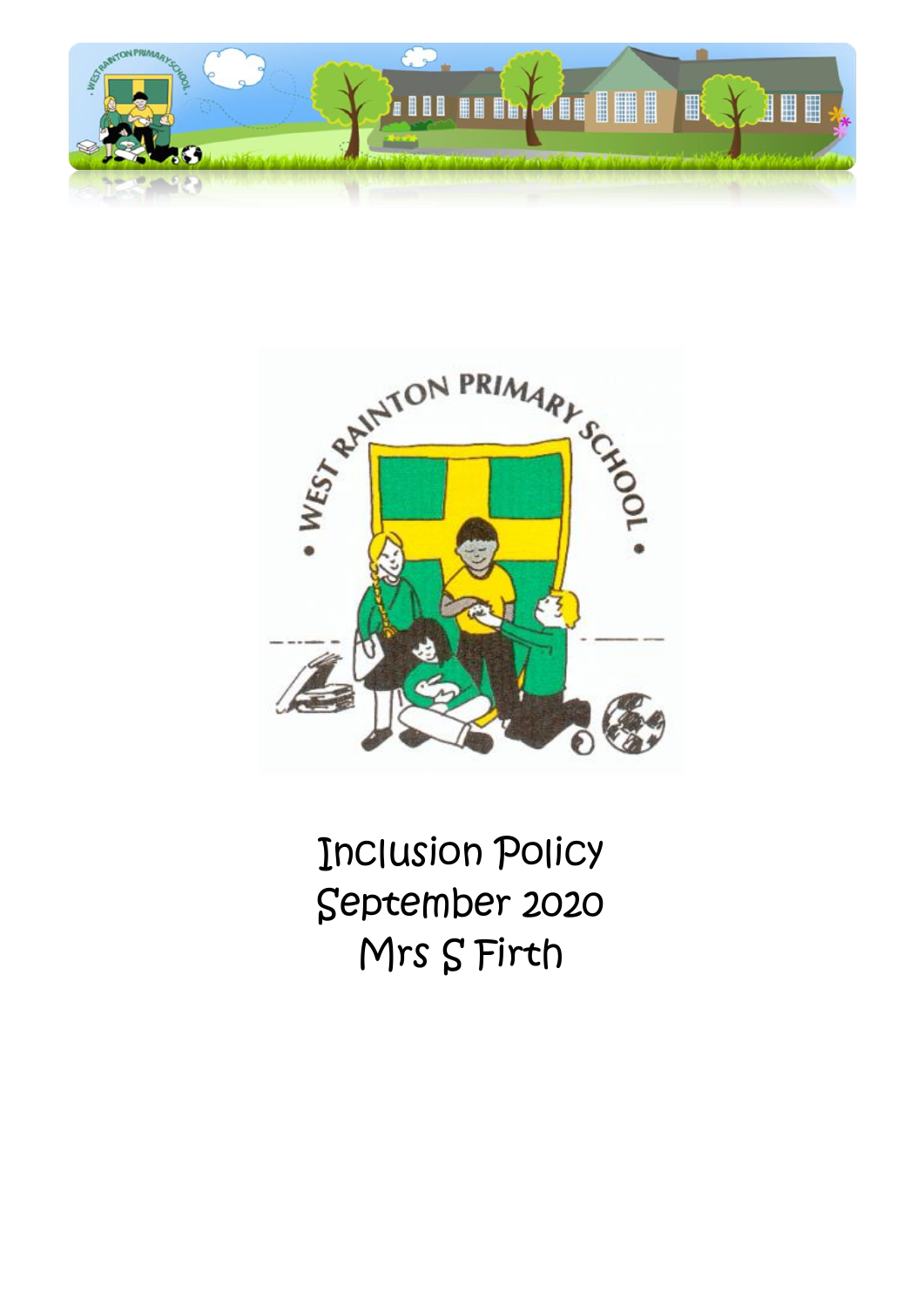# Inclusion Policy

September 2020

Mrs S Firth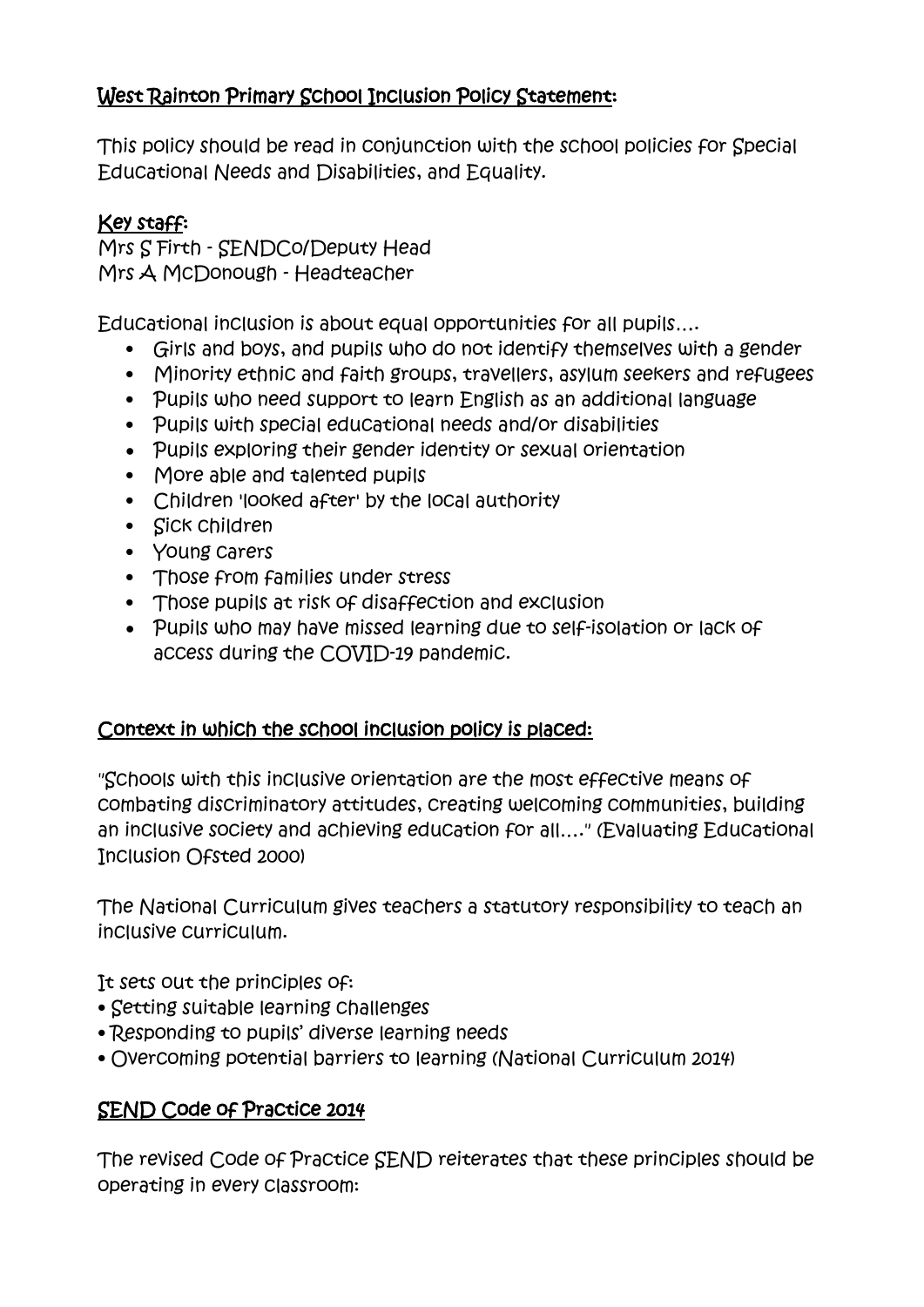## West Rainton Primary School Inclusion Policy Statement:

This policy should be read in conjunction with the school policies for Special Educational Needs and Disabilities, and Equality.

## Key staff:

Mrs S Firth - SENDCo/Deputy Head
Mrs A McDonough - Headteacher

Educational inclusion is about equal opportunities for all pupils….

- Girls and boys, and pupils who do not identify themselves with a gender
- Minority ethnic and faith groups, travellers, asylum seekers and refugees
- Pupils who need support to learn English as an additional language
- Pupils with special educational needs and/or disabilities
- Pupils exploring their gender identity or sexual orientation
- More able and talented pupils
- Children 'looked after' by the local authority
- Sick children
- Young carers
- Those from families under stress
- Those pupils at risk of disaffection and exclusion
- Pupils who may have missed learning due to self-isolation or lack of access during the COVID-19 pandemic.

## Context in which the school inclusion policy is placed:

"Schools with this inclusive orientation are the most effective means of combating discriminatory attitudes, creating welcoming communities, building an inclusive society and achieving education for all…." (Evaluating Educational Inclusion Ofsted 2000)

The National Curriculum gives teachers a statutory responsibility to teach an inclusive curriculum.

It sets out the principles of:

- Setting suitable learning challenges
- Responding to pupils' diverse learning needs
- Overcoming potential barriers to learning (National Curriculum 2014)

## SEND Code of Practice 2014

The revised Code of Practice SEND reiterates that these principles should be operating in every classroom: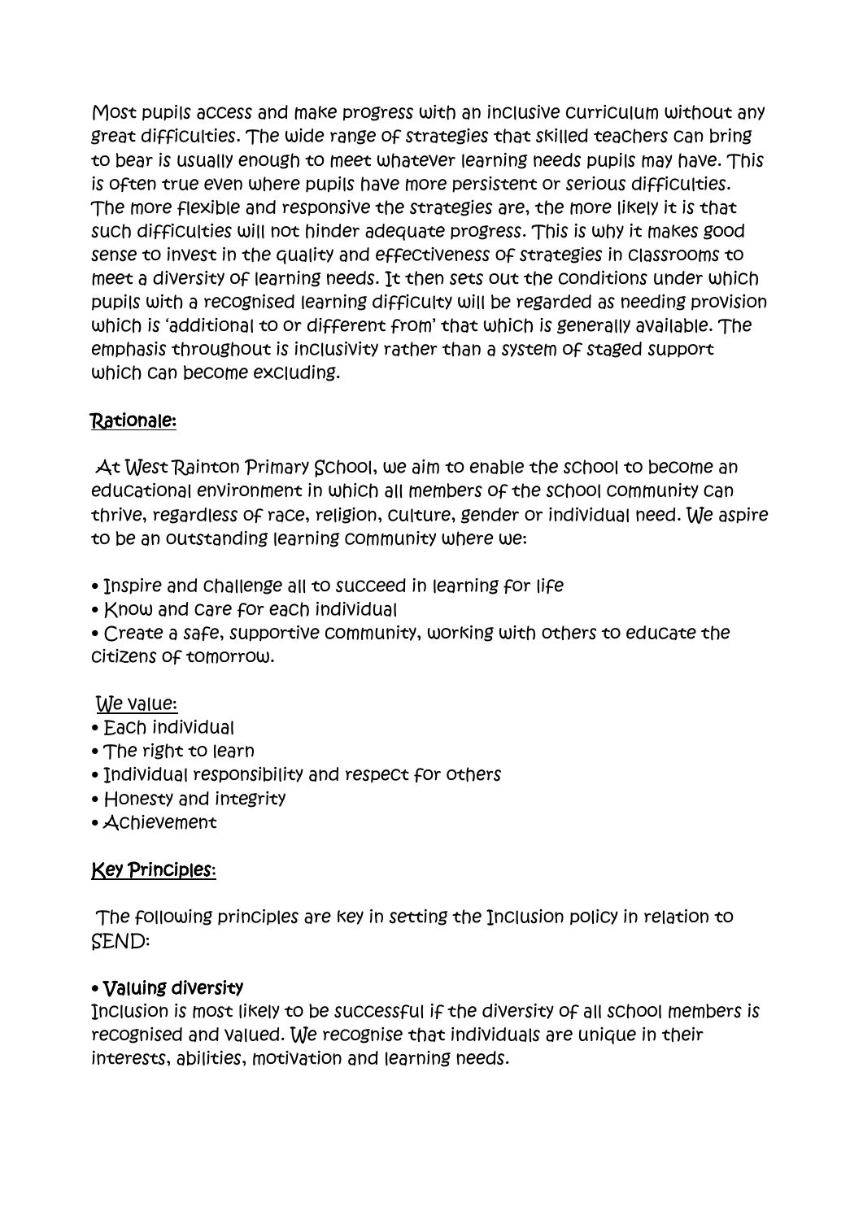Most pupils access and make progress with an inclusive curriculum without any great difficulties. The wide range of strategies that skilled teachers can bring to bear is usually enough to meet whatever learning needs pupils may have. This is often true even where pupils have more persistent or serious difficulties. The more flexible and responsive the strategies are, the more likely it is that such difficulties will not hinder adequate progress. This is why it makes good sense to invest in the quality and effectiveness of strategies in classrooms to meet a diversity of learning needs. It then sets out the conditions under which pupils with a recognised learning difficulty will be regarded as needing provision which is 'additional to or different from' that which is generally available. The emphasis throughout is inclusivity rather than a system of staged support which can become excluding.

## Rationale:

At West Rainton Primary School, we aim to enable the school to become an educational environment in which all members of the school community can thrive, regardless of race, religion, culture, gender or individual need. We aspire to be an outstanding learning community where we:

- Inspire and challenge all to succeed in learning for life
- Know and care for each individual
- Create a safe, supportive community, working with others to educate the citizens of tomorrow.

We value:

- Each individual
- The right to learn
- Individual responsibility and respect for others
- Honesty and integrity
- Achievement

## Key Principles:

The following principles are key in setting the Inclusion policy in relation to SEND:

**• Valuing diversity**

Inclusion is most likely to be successful if the diversity of all school members is recognised and valued. We recognise that individuals are unique in their interests, abilities, motivation and learning needs.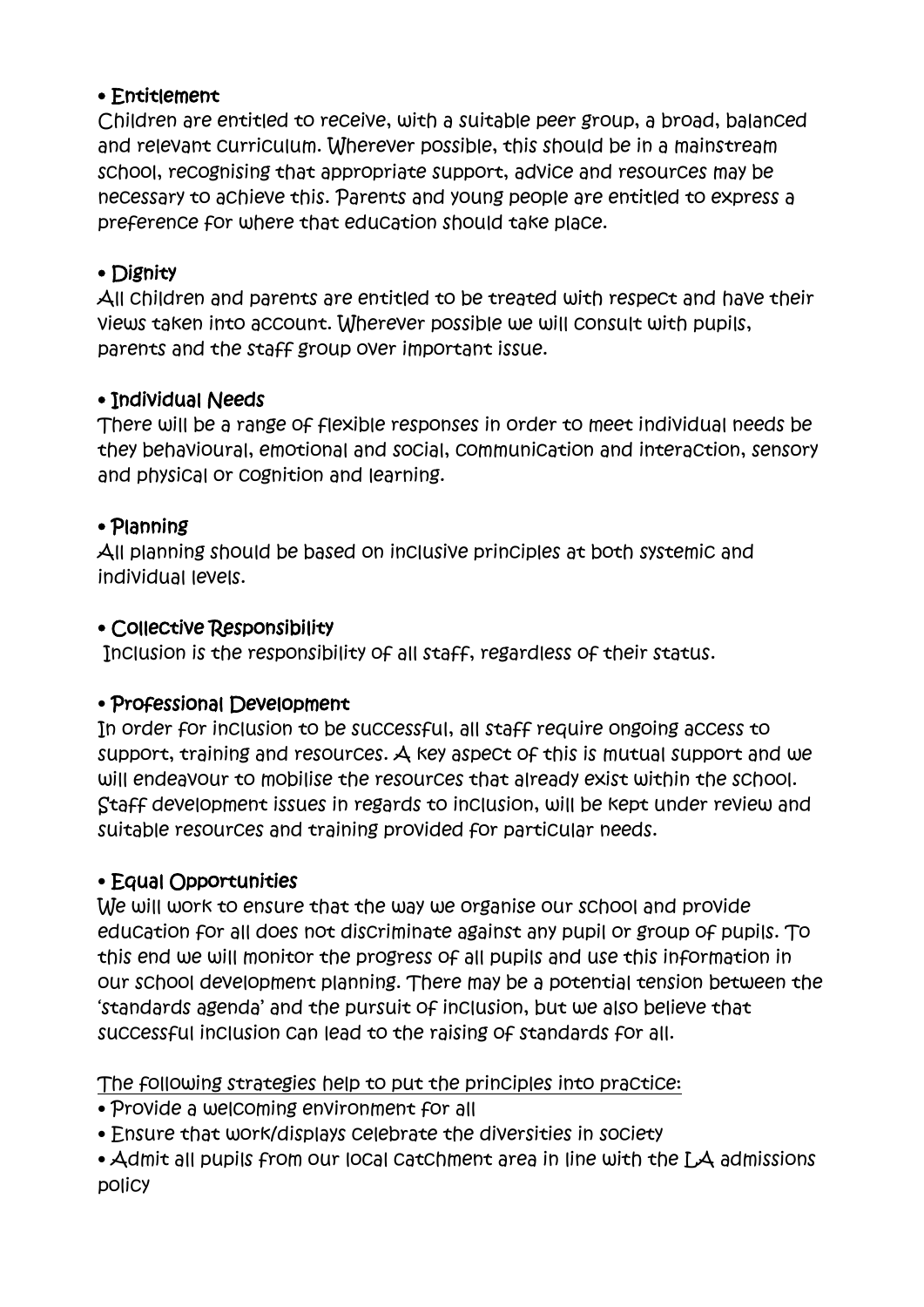- **Entitlement**

Children are entitled to receive, with a suitable peer group, a broad, balanced and relevant curriculum. Wherever possible, this should be in a mainstream school, recognising that appropriate support, advice and resources may be necessary to achieve this. Parents and young people are entitled to express a preference for where that education should take place.

- **Dignity**

All children and parents are entitled to be treated with respect and have their views taken into account. Wherever possible we will consult with pupils, parents and the staff group over important issue.

- **Individual Needs**

There will be a range of flexible responses in order to meet individual needs be they behavioural, emotional and social, communication and interaction, sensory and physical or cognition and learning.

- **Planning**

All planning should be based on inclusive principles at both systemic and individual levels.

- **Collective Responsibility**

Inclusion is the responsibility of all staff, regardless of their status.

- **Professional Development**

In order for inclusion to be successful, all staff require ongoing access to support, training and resources. A key aspect of this is mutual support and we will endeavour to mobilise the resources that already exist within the school. Staff development issues in regards to inclusion, will be kept under review and suitable resources and training provided for particular needs.

- **Equal Opportunities**

We will work to ensure that the way we organise our school and provide education for all does not discriminate against any pupil or group of pupils. To this end we will monitor the progress of all pupils and use this information in our school development planning. There may be a potential tension between the 'standards agenda' and the pursuit of inclusion, but we also believe that successful inclusion can lead to the raising of standards for all.

<u>The following strategies help to put the principles into practice:</u>

- Provide a welcoming environment for all
- Ensure that work/displays celebrate the diversities in society
- Admit all pupils from our local catchment area in line with the LA admissions policy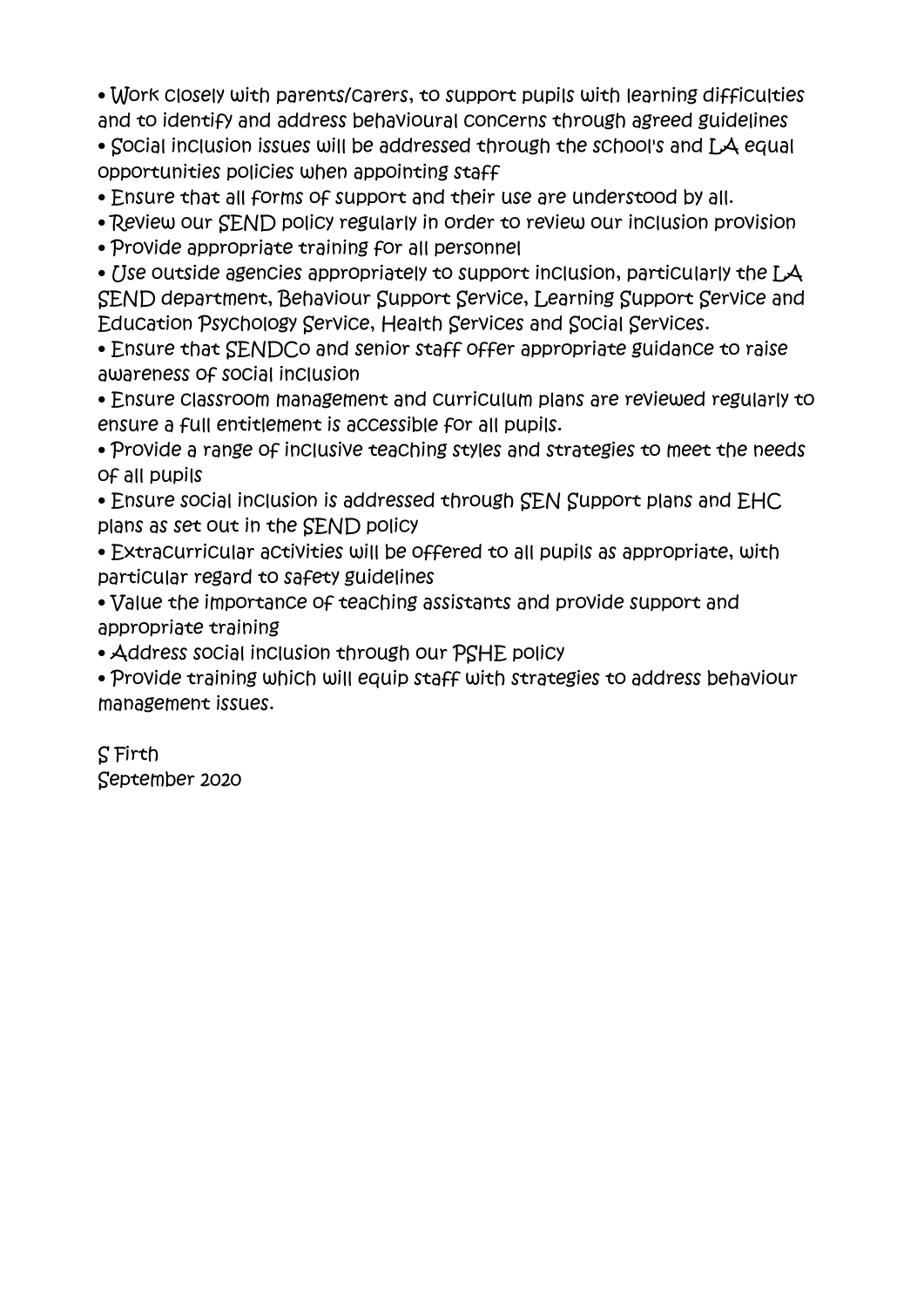- Work closely with parents/carers, to support pupils with learning difficulties and to identify and address behavioural concerns through agreed guidelines
- Social inclusion issues will be addressed through the school's and LA equal opportunities policies when appointing staff
- Ensure that all forms of support and their use are understood by all.
- Review our SEND policy regularly in order to review our inclusion provision
- Provide appropriate training for all personnel
- Use outside agencies appropriately to support inclusion, particularly the LA SEND department, Behaviour Support Service, Learning Support Service and Education Psychology Service, Health Services and Social Services.
- Ensure that SENDCo and senior staff offer appropriate guidance to raise awareness of social inclusion
- Ensure classroom management and curriculum plans are reviewed regularly to ensure a full entitlement is accessible for all pupils.
- Provide a range of inclusive teaching styles and strategies to meet the needs of all pupils
- Ensure social inclusion is addressed through SEN Support plans and EHC plans as set out in the SEND policy
- Extracurricular activities will be offered to all pupils as appropriate, with particular regard to safety guidelines
- Value the importance of teaching assistants and provide support and appropriate training
- Address social inclusion through our PSHE policy
- Provide training which will equip staff with strategies to address behaviour management issues.

S Firth
September 2020